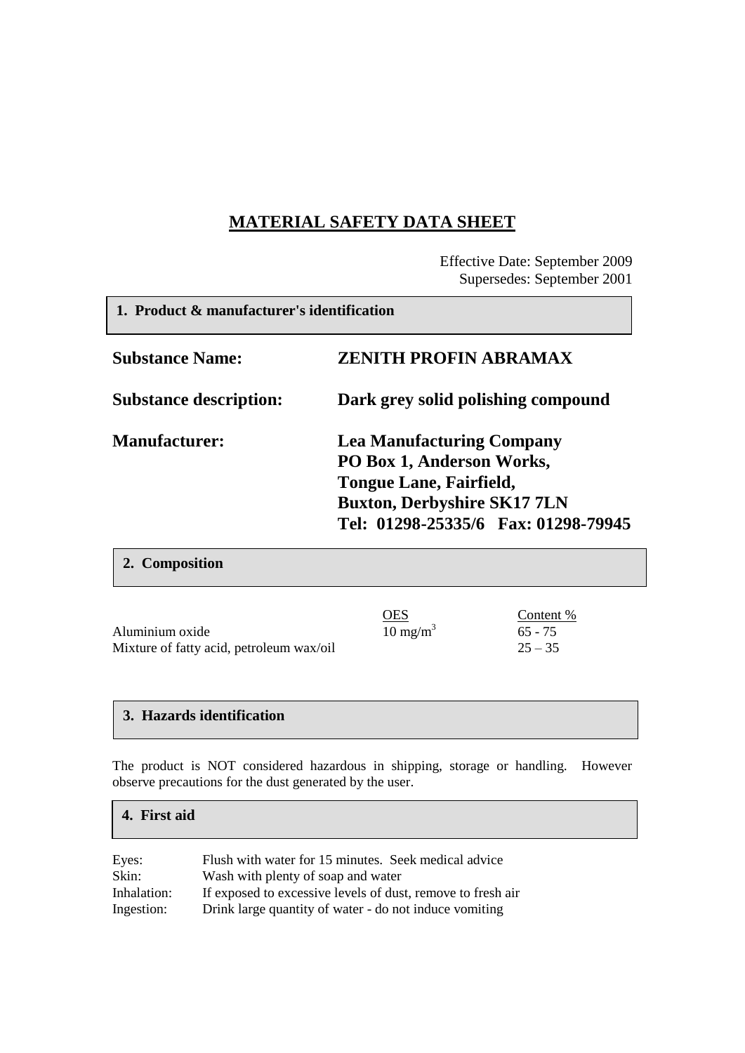# MATERIAL SAFETY DATA SHEET

Effective Date: September 2009
Supersedes: September 2001

## 1. Product & manufacturer's identification

**Substance Name:** **ZENITH PROFIN ABRAMAX**

**Substance description:** **Dark grey solid polishing compound**

**Manufacturer:** **Lea Manufacturing Company**
**PO Box 1, Anderson Works,**
**Tongue Lane, Fairfield,**
**Buxton, Derbyshire SK17 7LN**
**Tel: 01298-25335/6 Fax: 01298-79945**

## 2. Composition

| | OES | Content % |
|---|---|---|
| Aluminium oxide | 10 mg/m$^3$ | 65 - 75 |
| Mixture of fatty acid, petroleum wax/oil | | 25 – 35 |

## 3. Hazards identification

The product is NOT considered hazardous in shipping, storage or handling. However observe precautions for the dust generated by the user.

## 4. First aid

| | |
|---|---|
| Eyes: | Flush with water for 15 minutes. Seek medical advice |
| Skin: | Wash with plenty of soap and water |
| Inhalation: | If exposed to excessive levels of dust, remove to fresh air |
| Ingestion: | Drink large quantity of water - do not induce vomiting |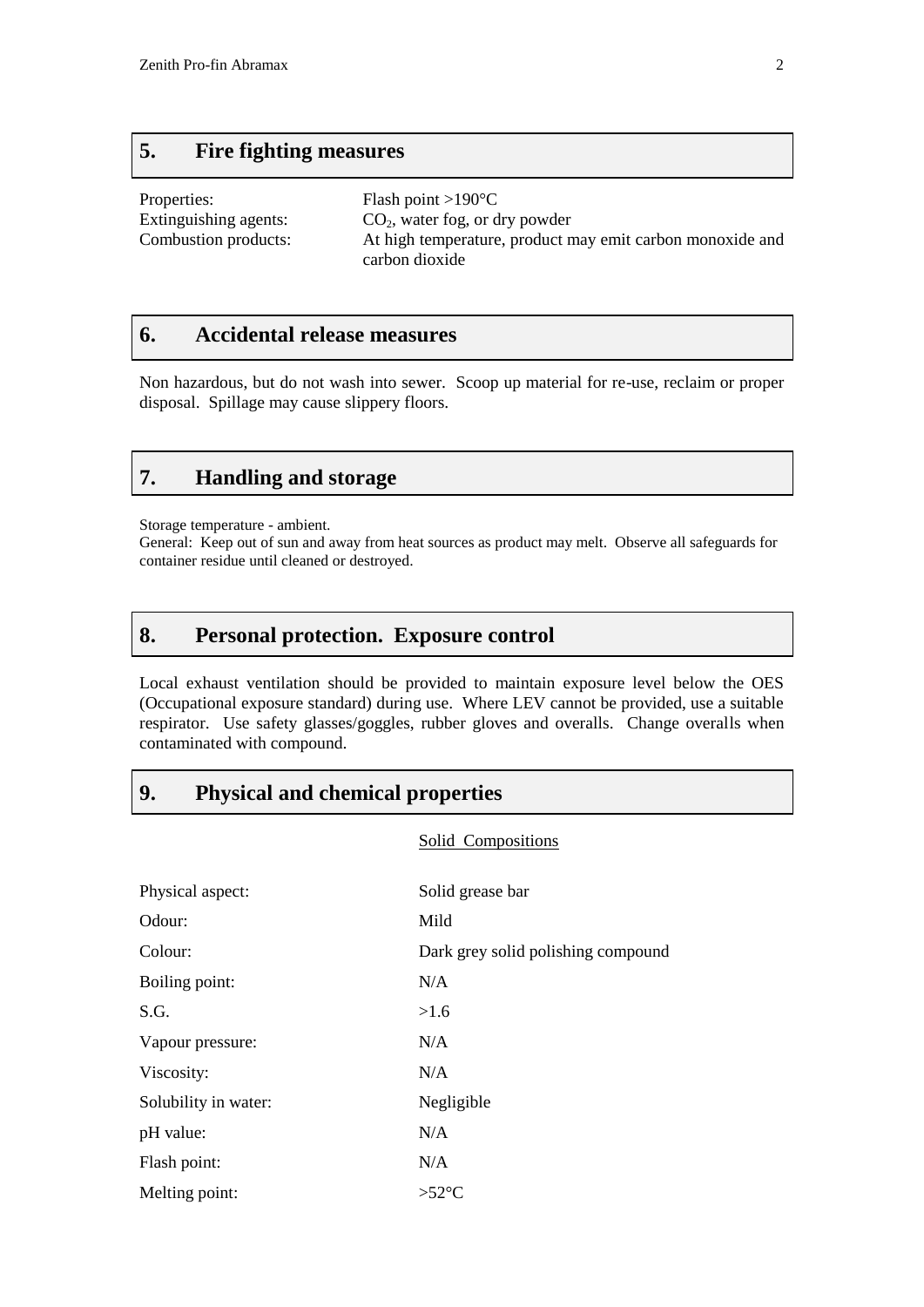## 5. Fire fighting measures

| | |
|---|---|
| Properties: | Flash point >190°C |
| Extinguishing agents: | $CO_2$, water fog, or dry powder |
| Combustion products: | At high temperature, product may emit carbon monoxide and carbon dioxide |

## 6. Accidental release measures

Non hazardous, but do not wash into sewer. Scoop up material for re-use, reclaim or proper disposal. Spillage may cause slippery floors.

## 7. Handling and storage

Storage temperature - ambient.
General: Keep out of sun and away from heat sources as product may melt. Observe all safeguards for container residue until cleaned or destroyed.

## 8. Personal protection. Exposure control

Local exhaust ventilation should be provided to maintain exposure level below the OES (Occupational exposure standard) during use. Where LEV cannot be provided, use a suitable respirator. Use safety glasses/goggles, rubber gloves and overalls. Change overalls when contaminated with compound.

## 9. Physical and chemical properties

| | Solid Compositions |
|---|---|
| Physical aspect: | Solid grease bar |
| Odour: | Mild |
| Colour: | Dark grey solid polishing compound |
| Boiling point: | N/A |
| S.G. | >1.6 |
| Vapour pressure: | N/A |
| Viscosity: | N/A |
| Solubility in water: | Negligible |
| pH value: | N/A |
| Flash point: | N/A |
| Melting point: | >52°C |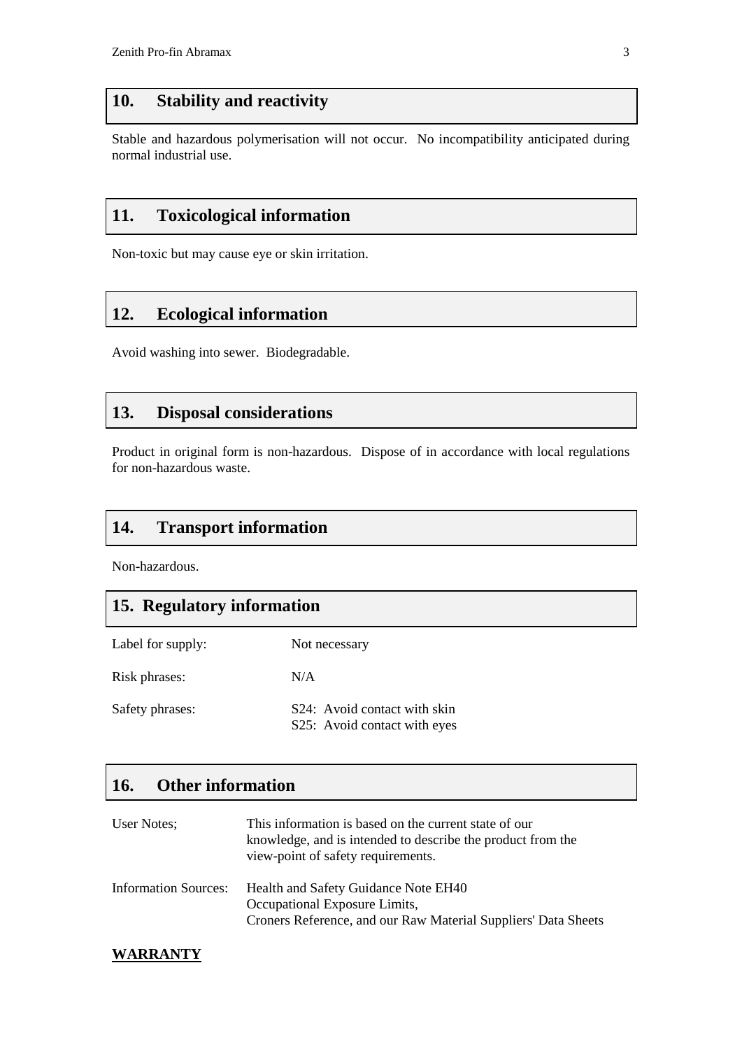## 10. Stability and reactivity

Stable and hazardous polymerisation will not occur. No incompatibility anticipated during normal industrial use.

## 11. Toxicological information

Non-toxic but may cause eye or skin irritation.

## 12. Ecological information

Avoid washing into sewer. Biodegradable.

## 13. Disposal considerations

Product in original form is non-hazardous. Dispose of in accordance with local regulations for non-hazardous waste.

## 14. Transport information

Non-hazardous.

## 15. Regulatory information

| | |
|---|---|
| Label for supply: | Not necessary |
| Risk phrases: | N/A |
| Safety phrases: | S24: Avoid contact with skin<br>S25: Avoid contact with eyes |

## 16. Other information

| | |
|---|---|
| User Notes; | This information is based on the current state of our knowledge, and is intended to describe the product from the view-point of safety requirements. |
| Information Sources: | Health and Safety Guidance Note EH40<br>Occupational Exposure Limits,<br>Croners Reference, and our Raw Material Suppliers' Data Sheets |

**WARRANTY**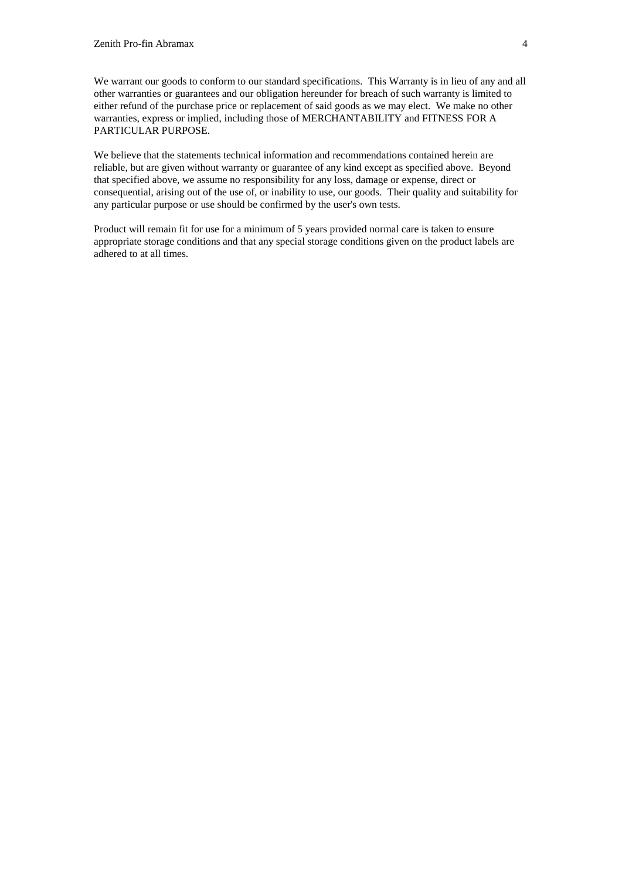We warrant our goods to conform to our standard specifications. This Warranty is in lieu of any and all other warranties or guarantees and our obligation hereunder for breach of such warranty is limited to either refund of the purchase price or replacement of said goods as we may elect. We make no other warranties, express or implied, including those of MERCHANTABILITY and FITNESS FOR A PARTICULAR PURPOSE.

We believe that the statements technical information and recommendations contained herein are reliable, but are given without warranty or guarantee of any kind except as specified above. Beyond that specified above, we assume no responsibility for any loss, damage or expense, direct or consequential, arising out of the use of, or inability to use, our goods. Their quality and suitability for any particular purpose or use should be confirmed by the user's own tests.

Product will remain fit for use for a minimum of 5 years provided normal care is taken to ensure appropriate storage conditions and that any special storage conditions given on the product labels are adhered to at all times.